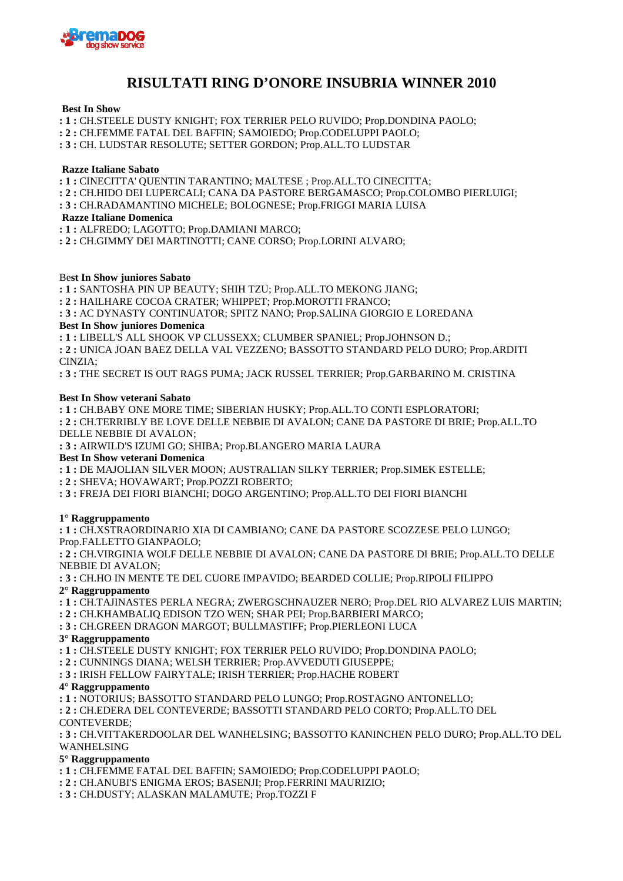# RISULTATI RING D’ONORE INSUBRIA WINNER 2010

**Best In Show**

**: 1 :** CH.STEELE DUSTY KNIGHT; FOX TERRIER PELO RUVIDO; Prop.DONDINA PAOLO;
**: 2 :** CH.FEMME FATAL DEL BAFFIN; SAMOIEDO; Prop.CODELUPPI PAOLO;
**: 3 :** CH. LUDSTAR RESOLUTE; SETTER GORDON; Prop.ALL.TO LUDSTAR

**Razze Italiane Sabato**

**: 1 :** CINECITTA' QUENTIN TARANTINO; MALTESE ; Prop.ALL.TO CINECITTA;
**: 2 :** CH.HIDO DEI LUPERCALI; CANA DA PASTORE BERGAMASCO; Prop.COLOMBO PIERLUIGI;
**: 3 :** CH.RADAMANTINO MICHELE; BOLOGNESE; Prop.FRIGGI MARIA LUISA

**Razze Italiane Domenica**

**: 1 :** ALFREDO; LAGOTTO; Prop.DAMIANI MARCO;
**: 2 :** CH.GIMMY DEI MARTINOTTI; CANE CORSO; Prop.LORINI ALVARO;

Be**st In Show juniores Sabato**

**: 1 :** SANTOSHA PIN UP BEAUTY; SHIH TZU; Prop.ALL.TO MEKONG JIANG;
**: 2 :** HAILHARE COCOA CRATER; WHIPPET; Prop.MOROTTI FRANCO;
**: 3 :** AC DYNASTY CONTINUATOR; SPITZ NANO; Prop.SALINA GIORGIO E LOREDANA

**Best In Show juniores Domenica**

**: 1 :** LIBELL'S ALL SHOOK VP CLUSSEXX; CLUMBER SPANIEL; Prop.JOHNSON D.;
**: 2 :** UNICA JOAN BAEZ DELLA VAL VEZZENO; BASSOTTO STANDARD PELO DURO; Prop.ARDITI CINZIA;
**: 3 :** THE SECRET IS OUT RAGS PUMA; JACK RUSSEL TERRIER; Prop.GARBARINO M. CRISTINA

**Best In Show veterani Sabato**

**: 1 :** CH.BABY ONE MORE TIME; SIBERIAN HUSKY; Prop.ALL.TO CONTI ESPLORATORI;
**: 2 :** CH.TERRIBLY BE LOVE DELLE NEBBIE DI AVALON; CANE DA PASTORE DI BRIE; Prop.ALL.TO DELLE NEBBIE DI AVALON;
**: 3 :** AIRWILD'S IZUMI GO; SHIBA; Prop.BLANGERO MARIA LAURA

**Best In Show veterani Domenica**

**: 1 :** DE MAJOLIAN SILVER MOON; AUSTRALIAN SILKY TERRIER; Prop.SIMEK ESTELLE;
**: 2 :** SHEVA; HOVAWART; Prop.POZZI ROBERTO;
**: 3 :** FREJA DEI FIORI BIANCHI; DOGO ARGENTINO; Prop.ALL.TO DEI FIORI BIANCHI

**1° Raggruppamento**

**: 1 :** CH.XSTRAORDINARIO XIA DI CAMBIANO; CANE DA PASTORE SCOZZESE PELO LUNGO; Prop.FALLETTO GIANPAOLO;
**: 2 :** CH.VIRGINIA WOLF DELLE NEBBIE DI AVALON; CANE DA PASTORE DI BRIE; Prop.ALL.TO DELLE NEBBIE DI AVALON;
**: 3 :** CH.HO IN MENTE TE DEL CUORE IMPAVIDO; BEARDED COLLIE; Prop.RIPOLI FILIPPO

**2° Raggruppamento**

**: 1 :** CH.TAJINASTES PERLA NEGRA; ZWERGSCHNAUZER NERO; Prop.DEL RIO ALVAREZ LUIS MARTIN;
**: 2 :** CH.KHAMBALIQ EDISON TZO WEN; SHAR PEI; Prop.BARBIERI MARCO;
**: 3 :** CH.GREEN DRAGON MARGOT; BULLMASTIFF; Prop.PIERLEONI LUCA

**3° Raggruppamento**

**: 1 :** CH.STEELE DUSTY KNIGHT; FOX TERRIER PELO RUVIDO; Prop.DONDINA PAOLO;
**: 2 :** CUNNINGS DIANA; WELSH TERRIER; Prop.AVVEDUTI GIUSEPPE;
**: 3 :** IRISH FELLOW FAIRYTALE; IRISH TERRIER; Prop.HACHE ROBERT

**4° Raggruppamento**

**: 1 :** NOTORIUS; BASSOTTO STANDARD PELO LUNGO; Prop.ROSTAGNO ANTONELLO;
**: 2 :** CH.EDERA DEL CONTEVERDE; BASSOTTI STANDARD PELO CORTO; Prop.ALL.TO DEL CONTEVERDE;
**: 3 :** CH.VITTAKERDOOLAR DEL WANHELSING; BASSOTTO KANINCHEN PELO DURO; Prop.ALL.TO DEL WANHELSING

**5° Raggruppamento**

**: 1 :** CH.FEMME FATAL DEL BAFFIN; SAMOIEDO; Prop.CODELUPPI PAOLO;
**: 2 :** CH.ANUBI'S ENIGMA EROS; BASENJI; Prop.FERRINI MAURIZIO;
**: 3 :** CH.DUSTY; ALASKAN MALAMUTE; Prop.TOZZI F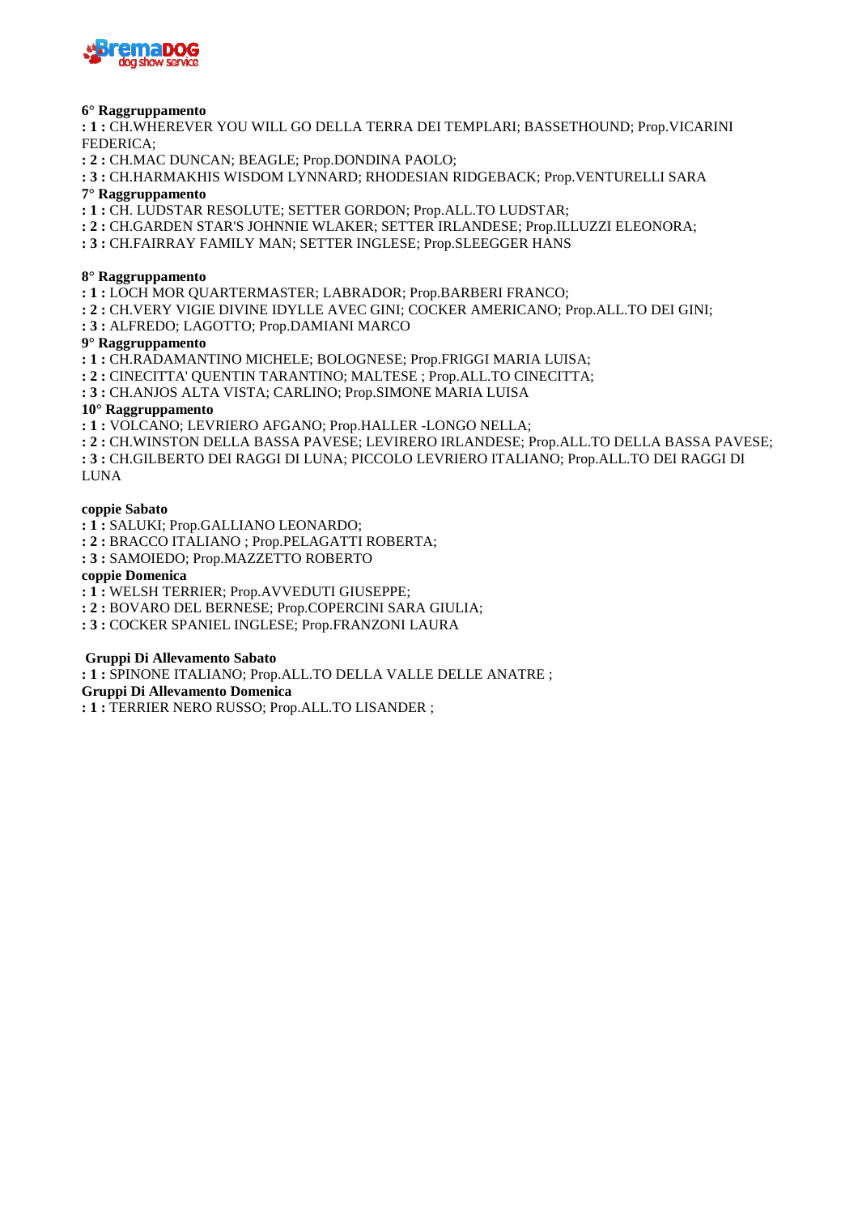**6° Raggruppamento**

**: 1 :** CH.WHEREVER YOU WILL GO DELLA TERRA DEI TEMPLARI; BASSETHOUND; Prop.VICARINI FEDERICA;

**: 2 :** CH.MAC DUNCAN; BEAGLE; Prop.DONDINA PAOLO;

**: 3 :** CH.HARMAKHIS WISDOM LYNNARD; RHODESIAN RIDGEBACK; Prop.VENTURELLI SARA

**7° Raggruppamento**

**: 1 :** CH. LUDSTAR RESOLUTE; SETTER GORDON; Prop.ALL.TO LUDSTAR;

**: 2 :** CH.GARDEN STAR'S JOHNNIE WLAKER; SETTER IRLANDESE; Prop.ILLUZZI ELEONORA;

**: 3 :** CH.FAIRRAY FAMILY MAN; SETTER INGLESE; Prop.SLEEGGER HANS

**8° Raggruppamento**

**: 1 :** LOCH MOR QUARTERMASTER; LABRADOR; Prop.BARBERI FRANCO;

**: 2 :** CH.VERY VIGIE DIVINE IDYLLE AVEC GINI; COCKER AMERICANO; Prop.ALL.TO DEI GINI;

**: 3 :** ALFREDO; LAGOTTO; Prop.DAMIANI MARCO

**9° Raggruppamento**

**: 1 :** CH.RADAMANTINO MICHELE; BOLOGNESE; Prop.FRIGGI MARIA LUISA;

**: 2 :** CINECITTA' QUENTIN TARANTINO; MALTESE ; Prop.ALL.TO CINECITTA;

**: 3 :** CH.ANJOS ALTA VISTA; CARLINO; Prop.SIMONE MARIA LUISA

**10° Raggruppamento**

**: 1 :** VOLCANO; LEVRIERO AFGANO; Prop.HALLER -LONGO NELLA;

**: 2 :** CH.WINSTON DELLA BASSA PAVESE; LEVIRERO IRLANDESE; Prop.ALL.TO DELLA BASSA PAVESE;

**: 3 :** CH.GILBERTO DEI RAGGI DI LUNA; PICCOLO LEVRIERO ITALIANO; Prop.ALL.TO DEI RAGGI DI LUNA

**coppie Sabato**

**: 1 :** SALUKI; Prop.GALLIANO LEONARDO;

**: 2 :** BRACCO ITALIANO ; Prop.PELAGATTI ROBERTA;

**: 3 :** SAMOIEDO; Prop.MAZZETTO ROBERTO

**coppie Domenica**

**: 1 :** WELSH TERRIER; Prop.AVVEDUTI GIUSEPPE;

**: 2 :** BOVARO DEL BERNESE; Prop.COPERCINI SARA GIULIA;

**: 3 :** COCKER SPANIEL INGLESE; Prop.FRANZONI LAURA

**Gruppi Di Allevamento Sabato**

**: 1 :** SPINONE ITALIANO; Prop.ALL.TO DELLA VALLE DELLE ANATRE ;

**Gruppi Di Allevamento Domenica**

**: 1 :** TERRIER NERO RUSSO; Prop.ALL.TO LISANDER ;